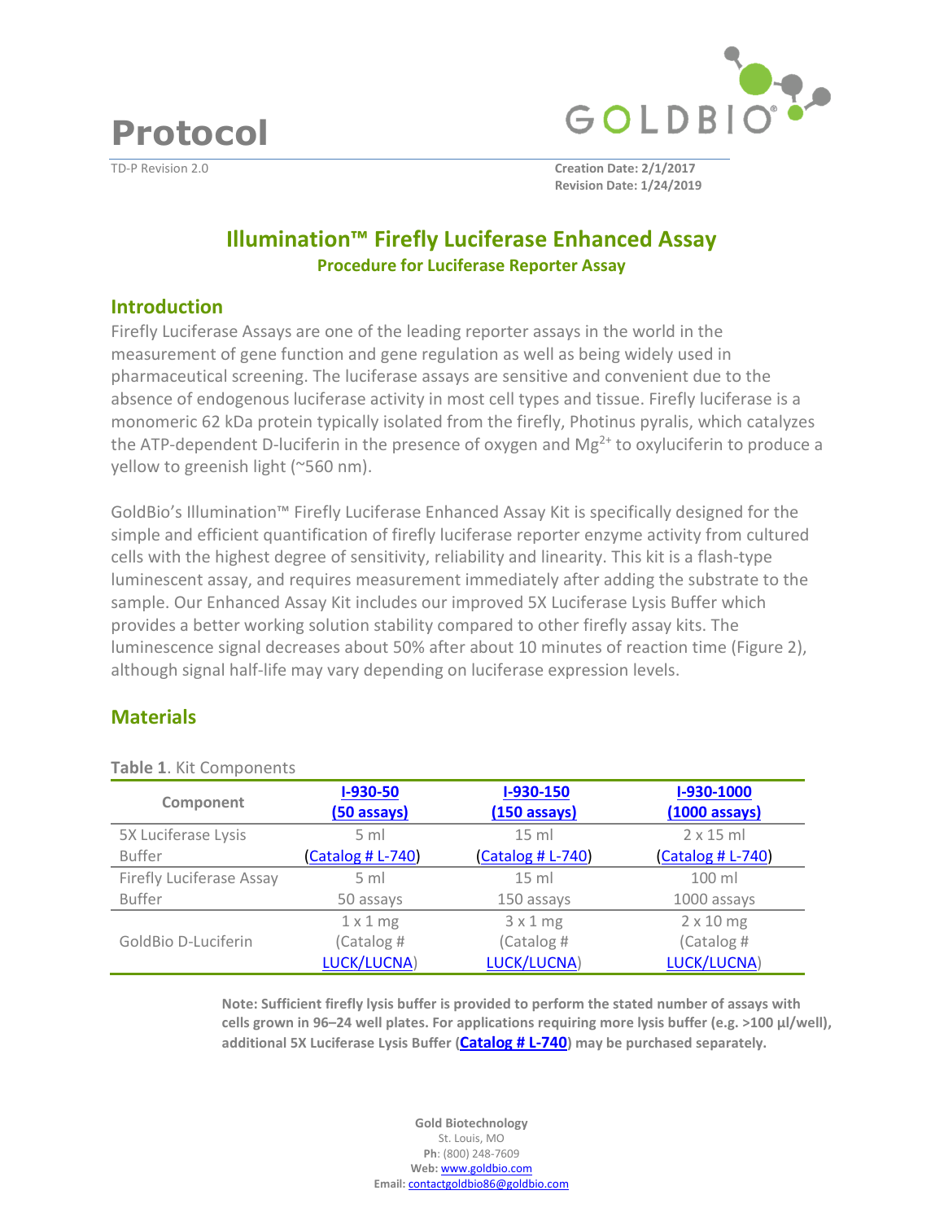# Protocol

TD-P Revision 2.0

**Creation Date: 2/1/2017**
**Revision Date: 1/24/2019**

## Illumination™ Firefly Luciferase Enhanced Assay

### Procedure for Luciferase Reporter Assay

## Introduction

Firefly Luciferase Assays are one of the leading reporter assays in the world in the measurement of gene function and gene regulation as well as being widely used in pharmaceutical screening. The luciferase assays are sensitive and convenient due to the absence of endogenous luciferase activity in most cell types and tissue. Firefly luciferase is a monomeric 62 kDa protein typically isolated from the firefly, Photinus pyralis, which catalyzes the ATP-dependent D-luciferin in the presence of oxygen and $Mg^{2+}$ to oxyluciferin to produce a yellow to greenish light (~560 nm).

GoldBio's Illumination™ Firefly Luciferase Enhanced Assay Kit is specifically designed for the simple and efficient quantification of firefly luciferase reporter enzyme activity from cultured cells with the highest degree of sensitivity, reliability and linearity. This kit is a flash-type luminescent assay, and requires measurement immediately after adding the substrate to the sample. Our Enhanced Assay Kit includes our improved 5X Luciferase Lysis Buffer which provides a better working solution stability compared to other firefly assay kits. The luminescence signal decreases about 50% after about 10 minutes of reaction time (Figure 2), although signal half-life may vary depending on luciferase expression levels.

## Materials

**Table 1**. Kit Components

| Component | I-930-50 (50 assays) | I-930-150 (150 assays) | I-930-1000 (1000 assays) |
|---|---|---|---|
| 5X Luciferase Lysis Buffer | 5 ml (Catalog # L-740) | 15 ml (Catalog # L-740) | 2 x 15 ml (Catalog # L-740) |
| Firefly Luciferase Assay Buffer | 5 ml 50 assays | 15 ml 150 assays | 100 ml 1000 assays |
| GoldBio D-Luciferin | 1 x 1 mg (Catalog # LUCK/LUCNA) | 3 x 1 mg (Catalog # LUCK/LUCNA) | 2 x 10 mg (Catalog # LUCK/LUCNA) |

**Note: Sufficient firefly lysis buffer is provided to perform the stated number of assays with cells grown in 96–24 well plates. For applications requiring more lysis buffer (e.g. >100 µl/well), additional 5X Luciferase Lysis Buffer (Catalog # L-740) may be purchased separately.**

Gold Biotechnology
St. Louis, MO
**Ph**: (800) 248-7609
**Web:** www.goldbio.com
**Email:** contactgoldbio86@goldbio.com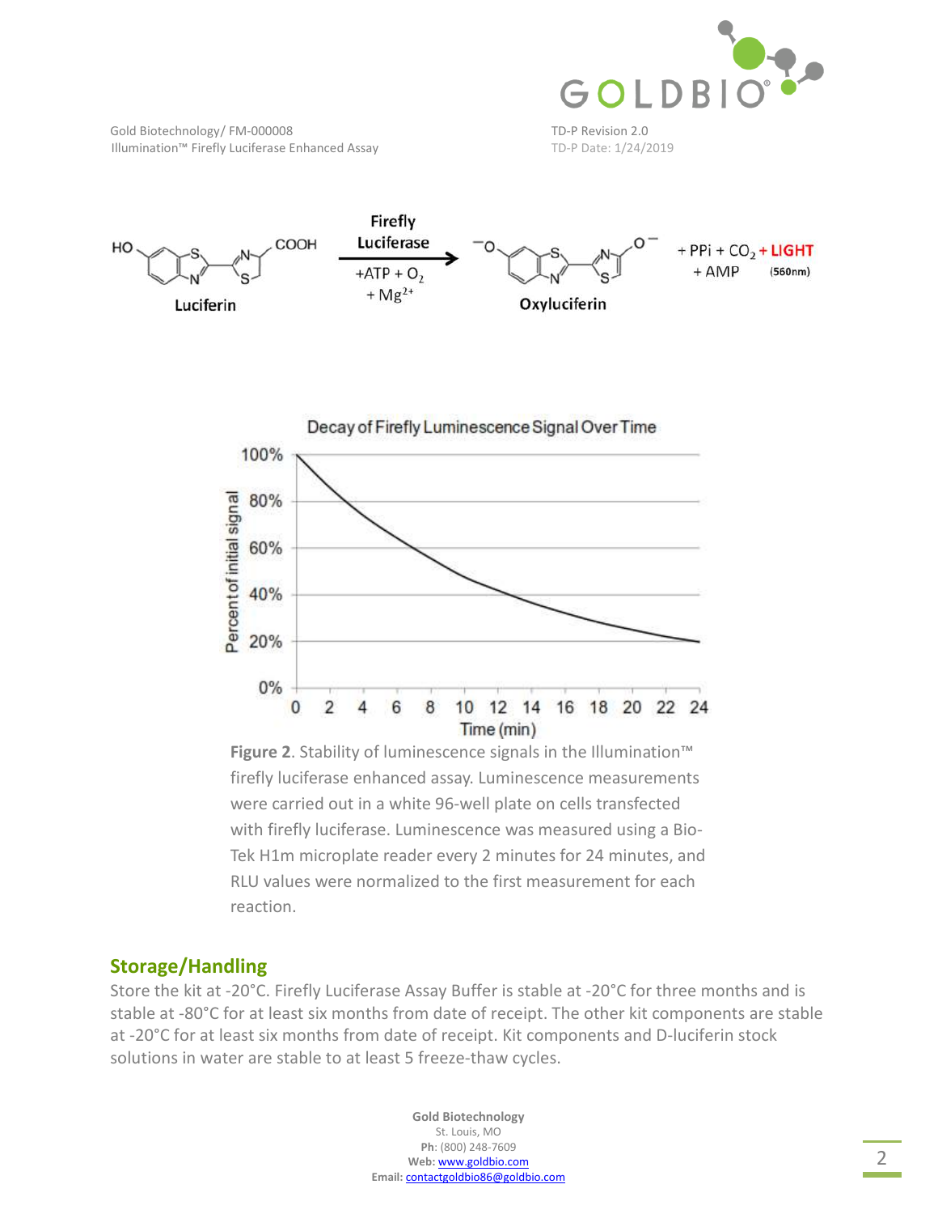Firefly Luciferase

Luciferin + ATP + $O_2$ + $Mg^{2+}$ → Oxyluciferin + PPi + $CO_2$ + LIGHT (560nm) + AMP

**Figure 2**. Stability of luminescence signals in the Illumination™ firefly luciferase enhanced assay. Luminescence measurements were carried out in a white 96-well plate on cells transfected with firefly luciferase. Luminescence was measured using a Bio-Tek H1m microplate reader every 2 minutes for 24 minutes, and RLU values were normalized to the first measurement for each reaction.

## Storage/Handling

Store the kit at -20°C. Firefly Luciferase Assay Buffer is stable at -20°C for three months and is stable at -80°C for at least six months from date of receipt. The other kit components are stable at -20°C for at least six months from date of receipt. Kit components and D-luciferin stock solutions in water are stable to at least 5 freeze-thaw cycles.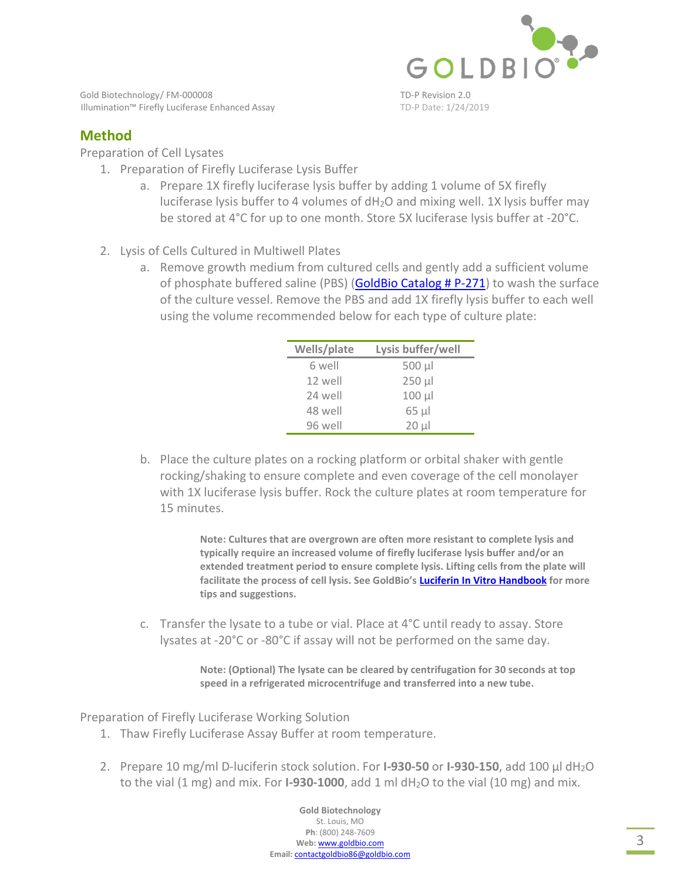## Method

### Preparation of Cell Lysates

1. Preparation of Firefly Luciferase Lysis Buffer
   a. Prepare 1X firefly luciferase lysis buffer by adding 1 volume of 5X firefly luciferase lysis buffer to 4 volumes of $dH_2O$ and mixing well. 1X lysis buffer may be stored at 4°C for up to one month. Store 5X luciferase lysis buffer at -20°C.

2. Lysis of Cells Cultured in Multiwell Plates
   a. Remove growth medium from cultured cells and gently add a sufficient volume of phosphate buffered saline (PBS) (GoldBio Catalog # P-271) to wash the surface of the culture vessel. Remove the PBS and add 1X firefly lysis buffer to each well using the volume recommended below for each type of culture plate:

| Wells/plate | Lysis buffer/well |
|---|---|
| 6 well | 500 µl |
| 12 well | 250 µl |
| 24 well | 100 µl |
| 48 well | 65 µl |
| 96 well | 20 µl |

   b. Place the culture plates on a rocking platform or orbital shaker with gentle rocking/shaking to ensure complete and even coverage of the cell monolayer with 1X luciferase lysis buffer. Rock the culture plates at room temperature for 15 minutes.

   **Note: Cultures that are overgrown are often more resistant to complete lysis and typically require an increased volume of firefly luciferase lysis buffer and/or an extended treatment period to ensure complete lysis. Lifting cells from the plate will facilitate the process of cell lysis. See GoldBio's Luciferin In Vitro Handbook for more tips and suggestions.**

   c. Transfer the lysate to a tube or vial. Place at 4°C until ready to assay. Store lysates at -20°C or -80°C if assay will not be performed on the same day.

   **Note: (Optional) The lysate can be cleared by centrifugation for 30 seconds at top speed in a refrigerated microcentrifuge and transferred into a new tube.**

### Preparation of Firefly Luciferase Working Solution

1. Thaw Firefly Luciferase Assay Buffer at room temperature.

2. Prepare 10 mg/ml D-luciferin stock solution. For **I-930-50** or **I-930-150**, add 100 µl $dH_2O$ to the vial (1 mg) and mix. For **I-930-1000**, add 1 ml $dH_2O$ to the vial (10 mg) and mix.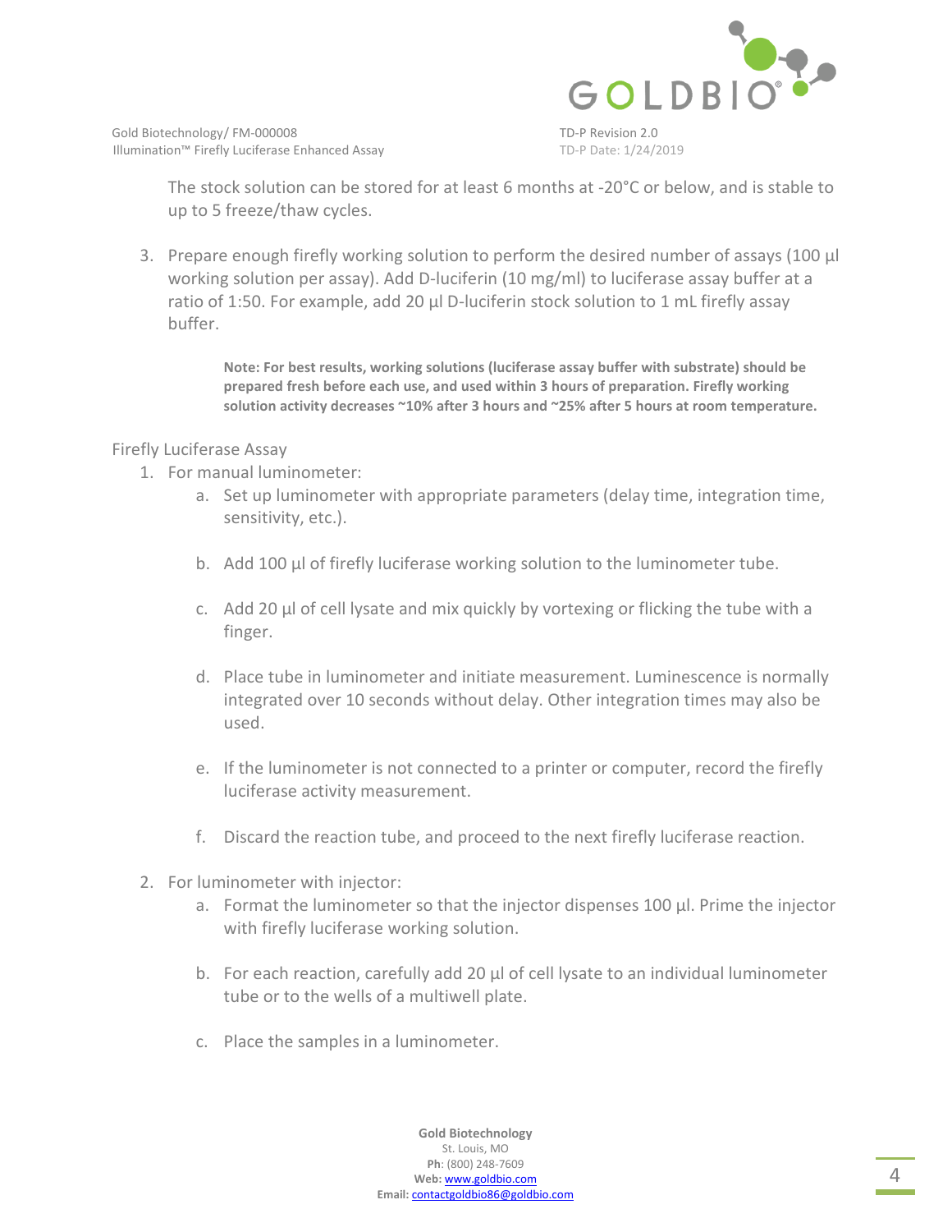The stock solution can be stored for at least 6 months at -20°C or below, and is stable to up to 5 freeze/thaw cycles.

3. Prepare enough firefly working solution to perform the desired number of assays (100 µl working solution per assay). Add D-luciferin (10 mg/ml) to luciferase assay buffer at a ratio of 1:50. For example, add 20 µl D-luciferin stock solution to 1 mL firefly assay buffer.

   **Note: For best results, working solutions (luciferase assay buffer with substrate) should be prepared fresh before each use, and used within 3 hours of preparation. Firefly working solution activity decreases ~10% after 3 hours and ~25% after 5 hours at room temperature.**

Firefly Luciferase Assay

1. For manual luminometer:
   a. Set up luminometer with appropriate parameters (delay time, integration time, sensitivity, etc.).
   b. Add 100 µl of firefly luciferase working solution to the luminometer tube.
   c. Add 20 µl of cell lysate and mix quickly by vortexing or flicking the tube with a finger.
   d. Place tube in luminometer and initiate measurement. Luminescence is normally integrated over 10 seconds without delay. Other integration times may also be used.
   e. If the luminometer is not connected to a printer or computer, record the firefly luciferase activity measurement.
   f. Discard the reaction tube, and proceed to the next firefly luciferase reaction.
2. For luminometer with injector:
   a. Format the luminometer so that the injector dispenses 100 µl. Prime the injector with firefly luciferase working solution.
   b. For each reaction, carefully add 20 µl of cell lysate to an individual luminometer tube or to the wells of a multiwell plate.
   c. Place the samples in a luminometer.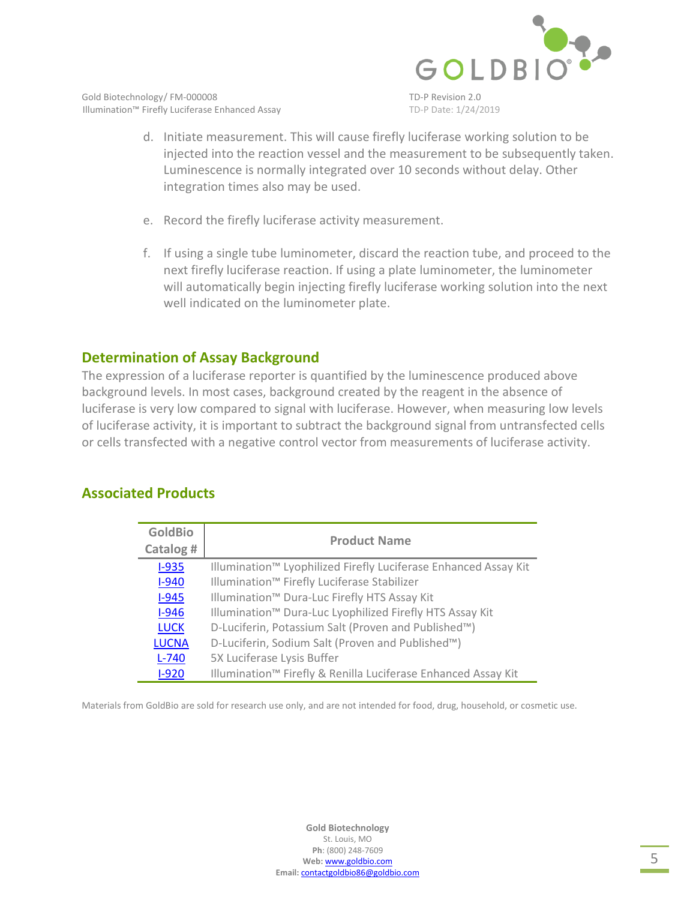d. Initiate measurement. This will cause firefly luciferase working solution to be injected into the reaction vessel and the measurement to be subsequently taken. Luminescence is normally integrated over 10 seconds without delay. Other integration times also may be used.

e. Record the firefly luciferase activity measurement.

f. If using a single tube luminometer, discard the reaction tube, and proceed to the next firefly luciferase reaction. If using a plate luminometer, the luminometer will automatically begin injecting firefly luciferase working solution into the next well indicated on the luminometer plate.

## Determination of Assay Background

The expression of a luciferase reporter is quantified by the luminescence produced above background levels. In most cases, background created by the reagent in the absence of luciferase is very low compared to signal with luciferase. However, when measuring low levels of luciferase activity, it is important to subtract the background signal from untransfected cells or cells transfected with a negative control vector from measurements of luciferase activity.

## Associated Products

| GoldBio Catalog # | Product Name |
|---|---|
| I-935 | Illumination™ Lyophilized Firefly Luciferase Enhanced Assay Kit |
| I-940 | Illumination™ Firefly Luciferase Stabilizer |
| I-945 | Illumination™ Dura-Luc Firefly HTS Assay Kit |
| I-946 | Illumination™ Dura-Luc Lyophilized Firefly HTS Assay Kit |
| LUCK | D-Luciferin, Potassium Salt (Proven and Published™) |
| LUCNA | D-Luciferin, Sodium Salt (Proven and Published™) |
| L-740 | 5X Luciferase Lysis Buffer |
| I-920 | Illumination™ Firefly & Renilla Luciferase Enhanced Assay Kit |

Materials from GoldBio are sold for research use only, and are not intended for food, drug, household, or cosmetic use.